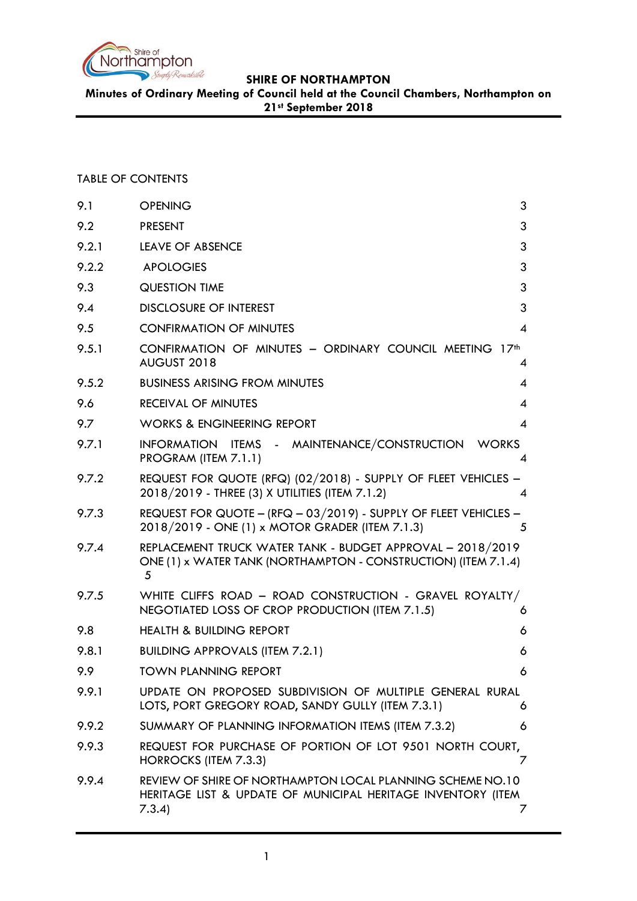# SHIRE OF NORTHAMPTON

**Minutes of Ordinary Meeting of Council held at the Council Chambers, Northampton on 21st September 2018**

TABLE OF CONTENTS

| | | |
|---|---|---|
| 9.1 | OPENING | 3 |
| 9.2 | PRESENT | 3 |
| 9.2.1 | LEAVE OF ABSENCE | 3 |
| 9.2.2 | APOLOGIES | 3 |
| 9.3 | QUESTION TIME | 3 |
| 9.4 | DISCLOSURE OF INTEREST | 3 |
| 9.5 | CONFIRMATION OF MINUTES | 4 |
| 9.5.1 | CONFIRMATION OF MINUTES – ORDINARY COUNCIL MEETING 17th AUGUST 2018 | 4 |
| 9.5.2 | BUSINESS ARISING FROM MINUTES | 4 |
| 9.6 | RECEIVAL OF MINUTES | 4 |
| 9.7 | WORKS & ENGINEERING REPORT | 4 |
| 9.7.1 | INFORMATION ITEMS - MAINTENANCE/CONSTRUCTION WORKS PROGRAM (ITEM 7.1.1) | 4 |
| 9.7.2 | REQUEST FOR QUOTE (RFQ) (02/2018) - SUPPLY OF FLEET VEHICLES – 2018/2019 - THREE (3) X UTILITIES (ITEM 7.1.2) | 4 |
| 9.7.3 | REQUEST FOR QUOTE – (RFQ – 03/2019) - SUPPLY OF FLEET VEHICLES – 2018/2019 - ONE (1) x MOTOR GRADER (ITEM 7.1.3) | 5 |
| 9.7.4 | REPLACEMENT TRUCK WATER TANK - BUDGET APPROVAL – 2018/2019 ONE (1) x WATER TANK (NORTHAMPTON - CONSTRUCTION) (ITEM 7.1.4) | 5 |
| 9.7.5 | WHITE CLIFFS ROAD – ROAD CONSTRUCTION - GRAVEL ROYALTY/ NEGOTIATED LOSS OF CROP PRODUCTION (ITEM 7.1.5) | 6 |
| 9.8 | HEALTH & BUILDING REPORT | 6 |
| 9.8.1 | BUILDING APPROVALS (ITEM 7.2.1) | 6 |
| 9.9 | TOWN PLANNING REPORT | 6 |
| 9.9.1 | UPDATE ON PROPOSED SUBDIVISION OF MULTIPLE GENERAL RURAL LOTS, PORT GREGORY ROAD, SANDY GULLY (ITEM 7.3.1) | 6 |
| 9.9.2 | SUMMARY OF PLANNING INFORMATION ITEMS (ITEM 7.3.2) | 6 |
| 9.9.3 | REQUEST FOR PURCHASE OF PORTION OF LOT 9501 NORTH COURT, HORROCKS (ITEM 7.3.3) | 7 |
| 9.9.4 | REVIEW OF SHIRE OF NORTHAMPTON LOCAL PLANNING SCHEME NO.10 HERITAGE LIST & UPDATE OF MUNICIPAL HERITAGE INVENTORY (ITEM 7.3.4) | 7 |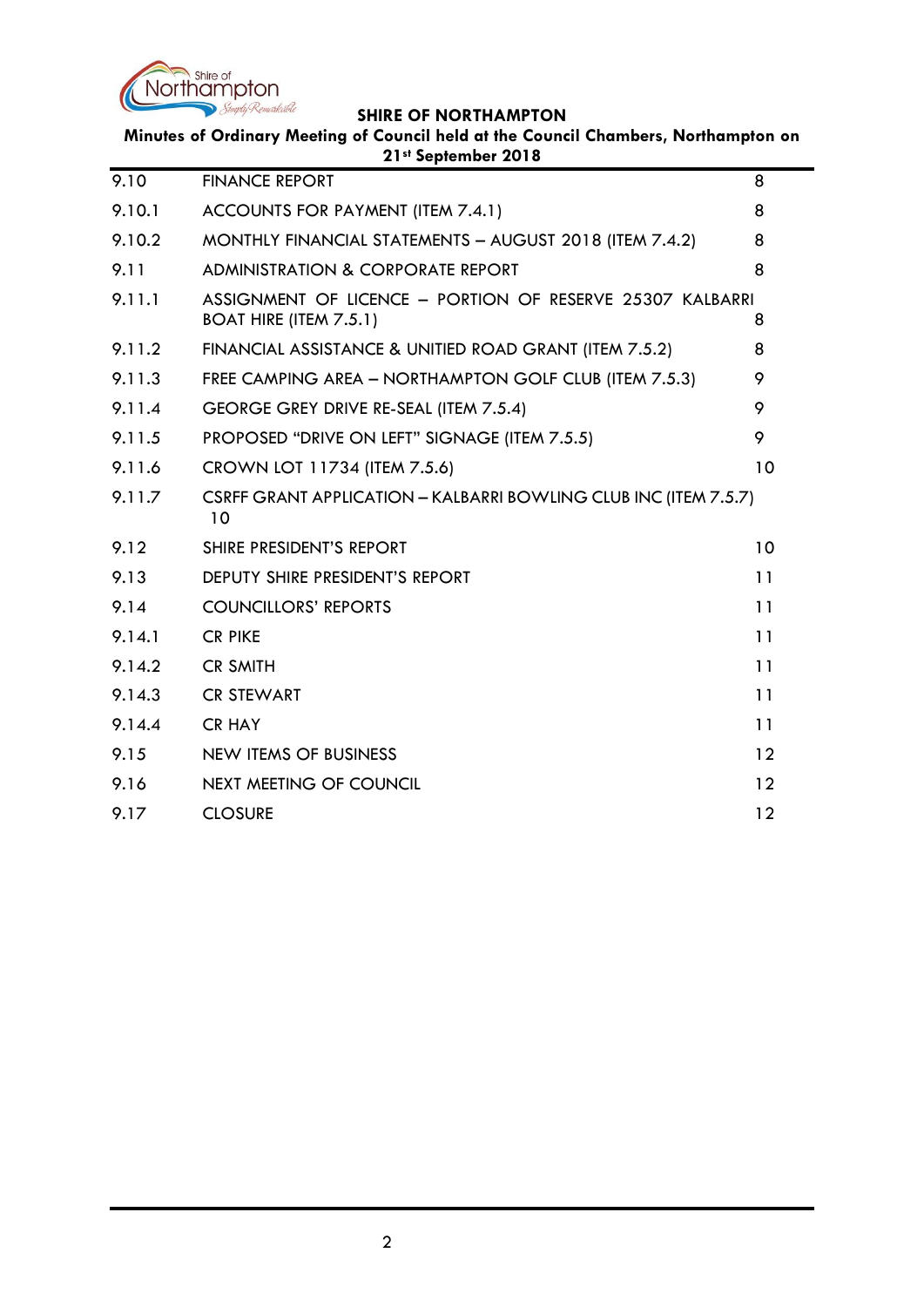| | | |
|---|---|---|
| 9.10 | FINANCE REPORT | 8 |
| 9.10.1 | ACCOUNTS FOR PAYMENT (ITEM 7.4.1) | 8 |
| 9.10.2 | MONTHLY FINANCIAL STATEMENTS – AUGUST 2018 (ITEM 7.4.2) | 8 |
| 9.11 | ADMINISTRATION & CORPORATE REPORT | 8 |
| 9.11.1 | ASSIGNMENT OF LICENCE – PORTION OF RESERVE 25307 KALBARRI BOAT HIRE (ITEM 7.5.1) | 8 |
| 9.11.2 | FINANCIAL ASSISTANCE & UNITIED ROAD GRANT (ITEM 7.5.2) | 8 |
| 9.11.3 | FREE CAMPING AREA – NORTHAMPTON GOLF CLUB (ITEM 7.5.3) | 9 |
| 9.11.4 | GEORGE GREY DRIVE RE-SEAL (ITEM 7.5.4) | 9 |
| 9.11.5 | PROPOSED “DRIVE ON LEFT” SIGNAGE (ITEM 7.5.5) | 9 |
| 9.11.6 | CROWN LOT 11734 (ITEM 7.5.6) | 10 |
| 9.11.7 | CSRFF GRANT APPLICATION – KALBARRI BOWLING CLUB INC (ITEM 7.5.7) | 10 |
| 9.12 | SHIRE PRESIDENT’S REPORT | 10 |
| 9.13 | DEPUTY SHIRE PRESIDENT’S REPORT | 11 |
| 9.14 | COUNCILLORS’ REPORTS | 11 |
| 9.14.1 | CR PIKE | 11 |
| 9.14.2 | CR SMITH | 11 |
| 9.14.3 | CR STEWART | 11 |
| 9.14.4 | CR HAY | 11 |
| 9.15 | NEW ITEMS OF BUSINESS | 12 |
| 9.16 | NEXT MEETING OF COUNCIL | 12 |
| 9.17 | CLOSURE | 12 |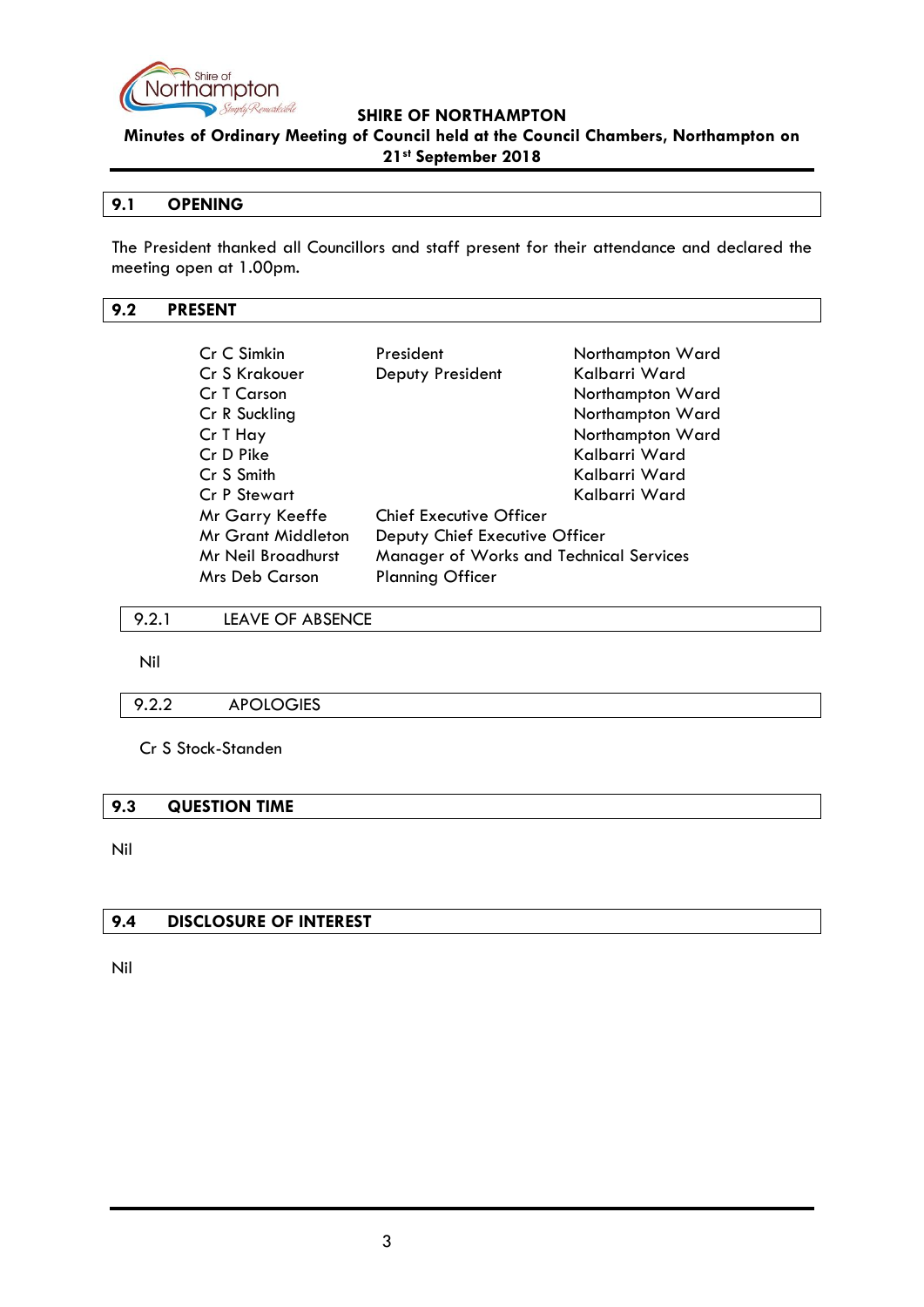## 9.1 OPENING

The President thanked all Councillors and staff present for their attendance and declared the meeting open at 1.00pm.

## 9.2 PRESENT

| | | |
|---|---|---|
| Cr C Simkin | President | Northampton Ward |
| Cr S Krakouer | Deputy President | Kalbarri Ward |
| Cr T Carson | | Northampton Ward |
| Cr R Suckling | | Northampton Ward |
| Cr T Hay | | Northampton Ward |
| Cr D Pike | | Kalbarri Ward |
| Cr S Smith | | Kalbarri Ward |
| Cr P Stewart | | Kalbarri Ward |
| Mr Garry Keeffe | Chief Executive Officer | |
| Mr Grant Middleton | Deputy Chief Executive Officer | |
| Mr Neil Broadhurst | Manager of Works and Technical Services | |
| Mrs Deb Carson | Planning Officer | |

### 9.2.1 LEAVE OF ABSENCE

Nil

### 9.2.2 APOLOGIES

Cr S Stock-Standen

## 9.3 QUESTION TIME

Nil

## 9.4 DISCLOSURE OF INTEREST

Nil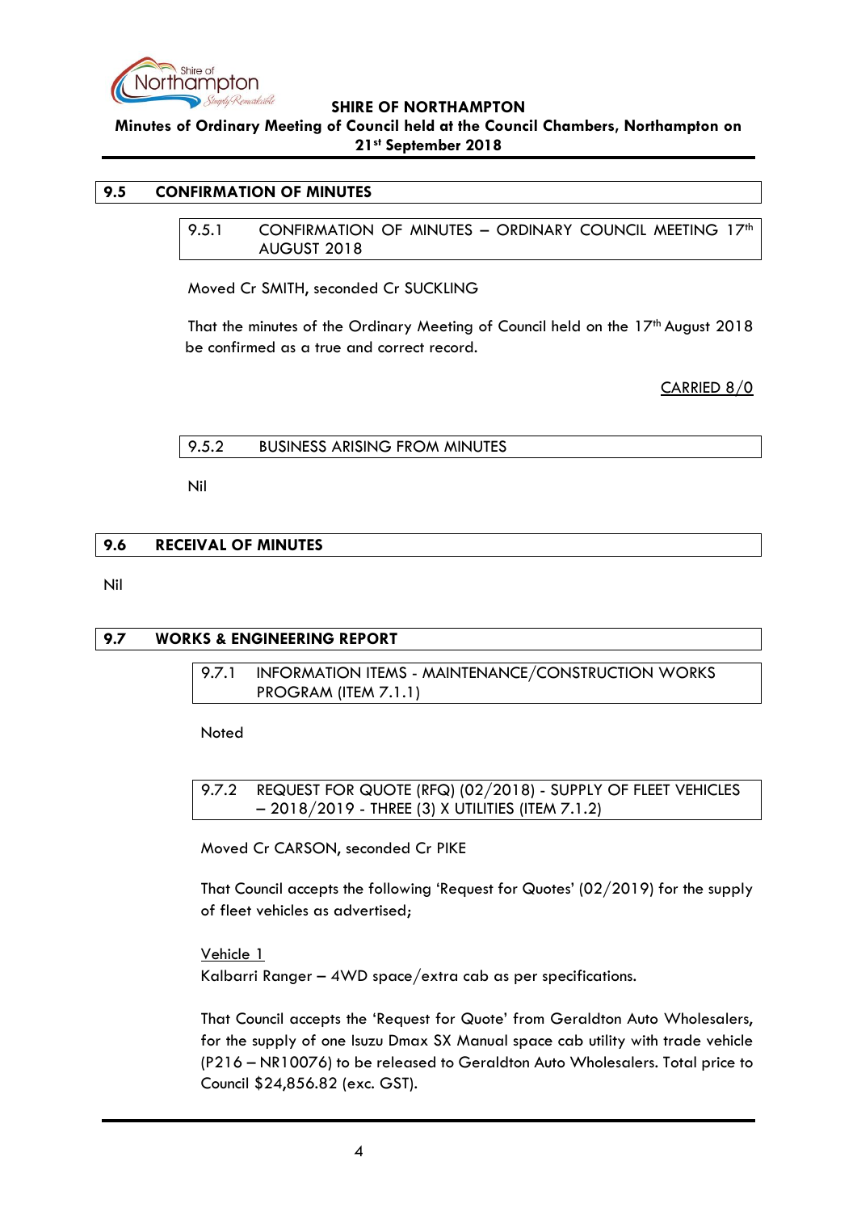## 9.5 CONFIRMATION OF MINUTES

### 9.5.1 CONFIRMATION OF MINUTES – ORDINARY COUNCIL MEETING 17th AUGUST 2018

Moved Cr SMITH, seconded Cr SUCKLING

That the minutes of the Ordinary Meeting of Council held on the 17th August 2018 be confirmed as a true and correct record.

CARRIED 8/0

### 9.5.2 BUSINESS ARISING FROM MINUTES

Nil

## 9.6 RECEIVAL OF MINUTES

Nil

## 9.7 WORKS & ENGINEERING REPORT

### 9.7.1 INFORMATION ITEMS - MAINTENANCE/CONSTRUCTION WORKS PROGRAM (ITEM 7.1.1)

Noted

### 9.7.2 REQUEST FOR QUOTE (RFQ) (02/2018) - SUPPLY OF FLEET VEHICLES – 2018/2019 - THREE (3) X UTILITIES (ITEM 7.1.2)

Moved Cr CARSON, seconded Cr PIKE

That Council accepts the following 'Request for Quotes' (02/2019) for the supply of fleet vehicles as advertised;

Vehicle 1
Kalbarri Ranger – 4WD space/extra cab as per specifications.

That Council accepts the 'Request for Quote' from Geraldton Auto Wholesalers, for the supply of one Isuzu Dmax SX Manual space cab utility with trade vehicle (P216 – NR10076) to be released to Geraldton Auto Wholesalers. Total price to Council $24,856.82 (exc. GST).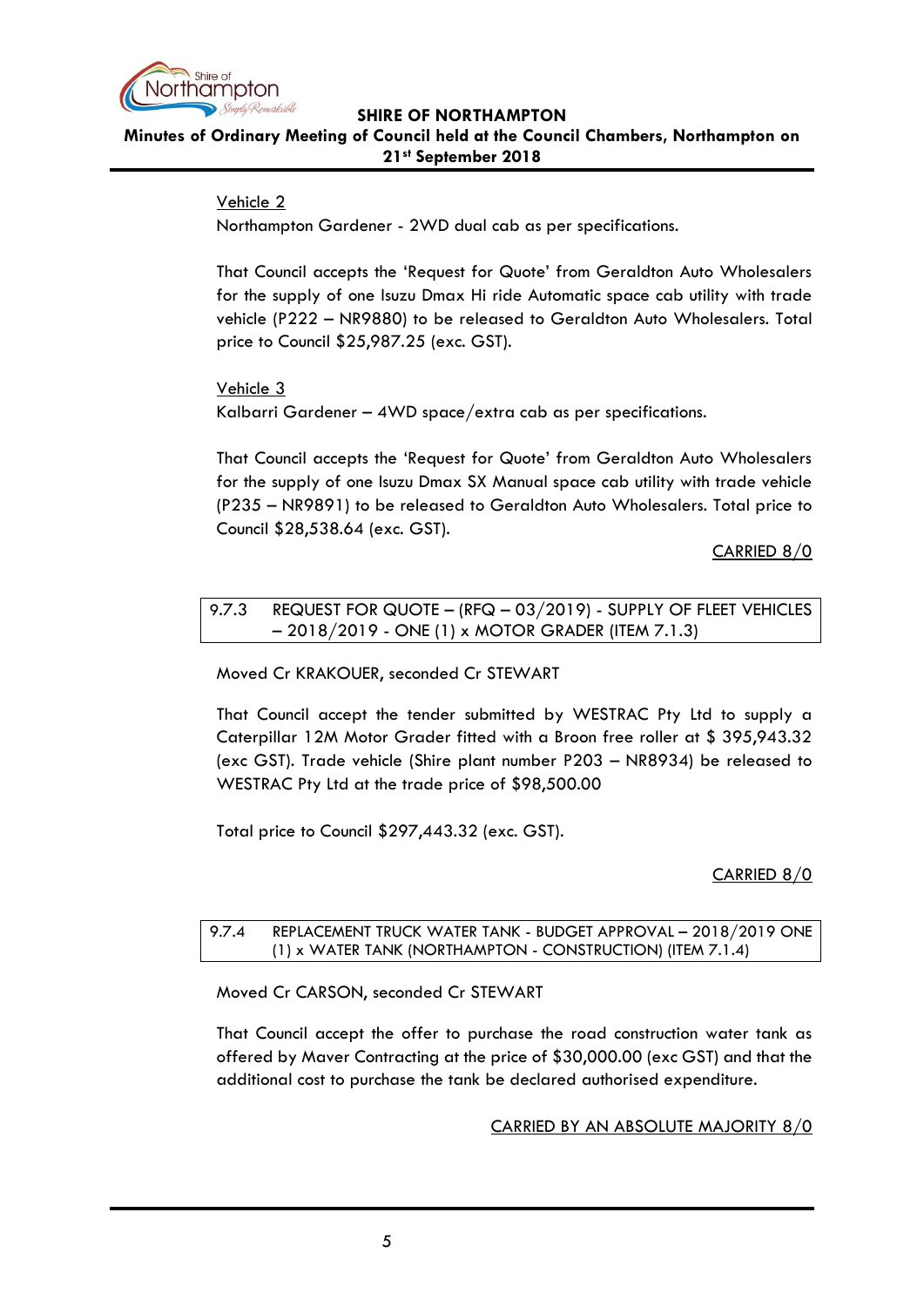Vehicle 2

Northampton Gardener - 2WD dual cab as per specifications.

That Council accepts the 'Request for Quote' from Geraldton Auto Wholesalers for the supply of one Isuzu Dmax Hi ride Automatic space cab utility with trade vehicle (P222 – NR9880) to be released to Geraldton Auto Wholesalers. Total price to Council $25,987.25 (exc. GST).

Vehicle 3

Kalbarri Gardener – 4WD space/extra cab as per specifications.

That Council accepts the 'Request for Quote' from Geraldton Auto Wholesalers for the supply of one Isuzu Dmax SX Manual space cab utility with trade vehicle (P235 – NR9891) to be released to Geraldton Auto Wholesalers. Total price to Council $28,538.64 (exc. GST).

CARRIED 8/0

### 9.7.3 REQUEST FOR QUOTE – (RFQ – 03/2019) - SUPPLY OF FLEET VEHICLES – 2018/2019 - ONE (1) x MOTOR GRADER (ITEM 7.1.3)

Moved Cr KRAKOUER, seconded Cr STEWART

That Council accept the tender submitted by WESTRAC Pty Ltd to supply a Caterpillar 12M Motor Grader fitted with a Broon free roller at $ 395,943.32 (exc GST). Trade vehicle (Shire plant number P203 – NR8934) be released to WESTRAC Pty Ltd at the trade price of $98,500.00

Total price to Council $297,443.32 (exc. GST).

CARRIED 8/0

### 9.7.4 REPLACEMENT TRUCK WATER TANK - BUDGET APPROVAL – 2018/2019 ONE (1) x WATER TANK (NORTHAMPTON - CONSTRUCTION) (ITEM 7.1.4)

Moved Cr CARSON, seconded Cr STEWART

That Council accept the offer to purchase the road construction water tank as offered by Maver Contracting at the price of $30,000.00 (exc GST) and that the additional cost to purchase the tank be declared authorised expenditure.

CARRIED BY AN ABSOLUTE MAJORITY 8/0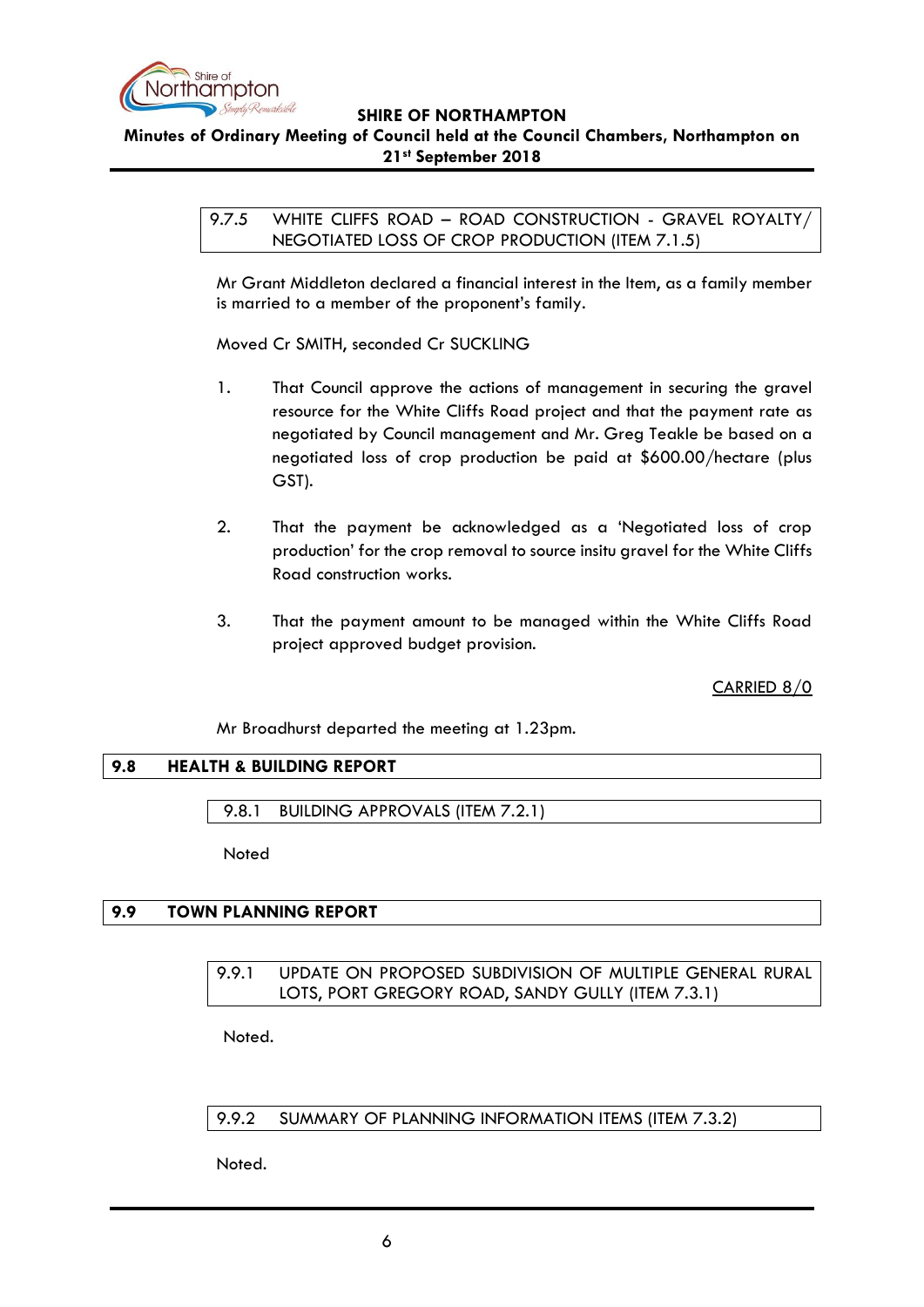### 9.7.5 WHITE CLIFFS ROAD – ROAD CONSTRUCTION - GRAVEL ROYALTY/ NEGOTIATED LOSS OF CROP PRODUCTION (ITEM 7.1.5)

Mr Grant Middleton declared a financial interest in the Item, as a family member is married to a member of the proponent's family.

Moved Cr SMITH, seconded Cr SUCKLING

1. That Council approve the actions of management in securing the gravel resource for the White Cliffs Road project and that the payment rate as negotiated by Council management and Mr. Greg Teakle be based on a negotiated loss of crop production be paid at $600.00/hectare (plus GST).

2. That the payment be acknowledged as a 'Negotiated loss of crop production' for the crop removal to source insitu gravel for the White Cliffs Road construction works.

3. That the payment amount to be managed within the White Cliffs Road project approved budget provision.

CARRIED 8/0

Mr Broadhurst departed the meeting at 1.23pm.

## 9.8 HEALTH & BUILDING REPORT

### 9.8.1 BUILDING APPROVALS (ITEM 7.2.1)

Noted

## 9.9 TOWN PLANNING REPORT

### 9.9.1 UPDATE ON PROPOSED SUBDIVISION OF MULTIPLE GENERAL RURAL LOTS, PORT GREGORY ROAD, SANDY GULLY (ITEM 7.3.1)

Noted.

### 9.9.2 SUMMARY OF PLANNING INFORMATION ITEMS (ITEM 7.3.2)

Noted.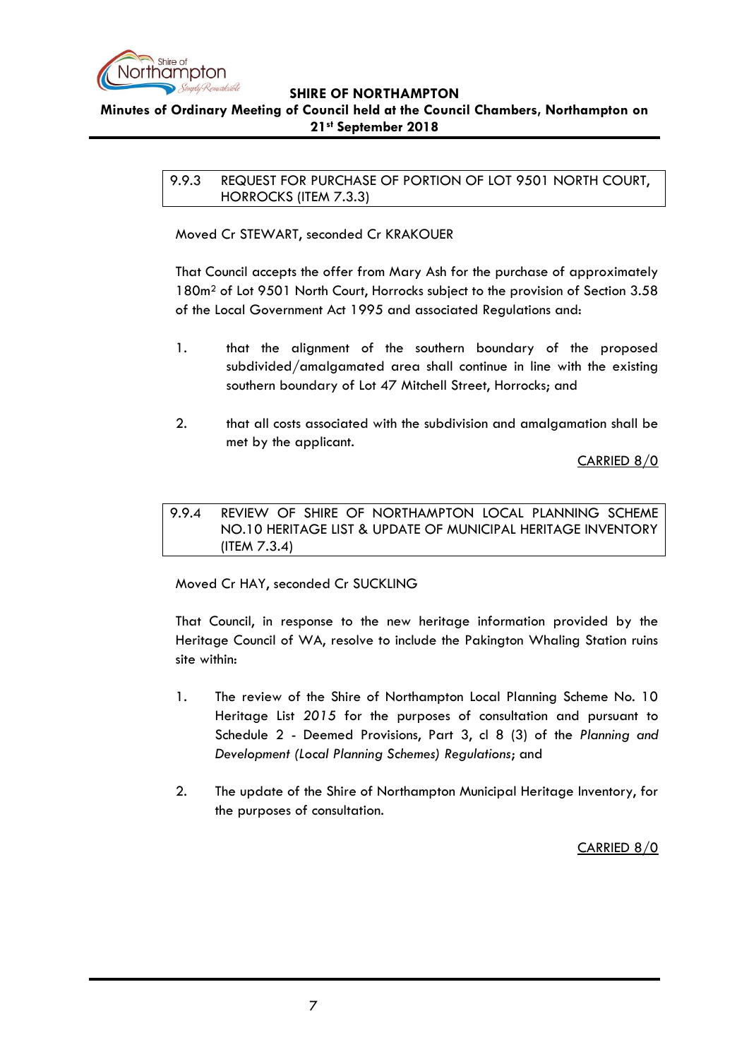### 9.9.3 REQUEST FOR PURCHASE OF PORTION OF LOT 9501 NORTH COURT, HORROCKS (ITEM 7.3.3)

Moved Cr STEWART, seconded Cr KRAKOUER

That Council accepts the offer from Mary Ash for the purchase of approximately 180m² of Lot 9501 North Court, Horrocks subject to the provision of Section 3.58 of the Local Government Act 1995 and associated Regulations and:

1. that the alignment of the southern boundary of the proposed subdivided/amalgamated area shall continue in line with the existing southern boundary of Lot 47 Mitchell Street, Horrocks; and

2. that all costs associated with the subdivision and amalgamation shall be met by the applicant.

CARRIED 8/0

### 9.9.4 REVIEW OF SHIRE OF NORTHAMPTON LOCAL PLANNING SCHEME NO.10 HERITAGE LIST & UPDATE OF MUNICIPAL HERITAGE INVENTORY (ITEM 7.3.4)

Moved Cr HAY, seconded Cr SUCKLING

That Council, in response to the new heritage information provided by the Heritage Council of WA, resolve to include the Pakington Whaling Station ruins site within:

1. The review of the Shire of Northampton Local Planning Scheme No. 10 Heritage List *2015* for the purposes of consultation and pursuant to Schedule 2 - Deemed Provisions, Part 3, cl 8 (3) of the *Planning and Development (Local Planning Schemes) Regulations*; and

2. The update of the Shire of Northampton Municipal Heritage Inventory, for the purposes of consultation.

CARRIED 8/0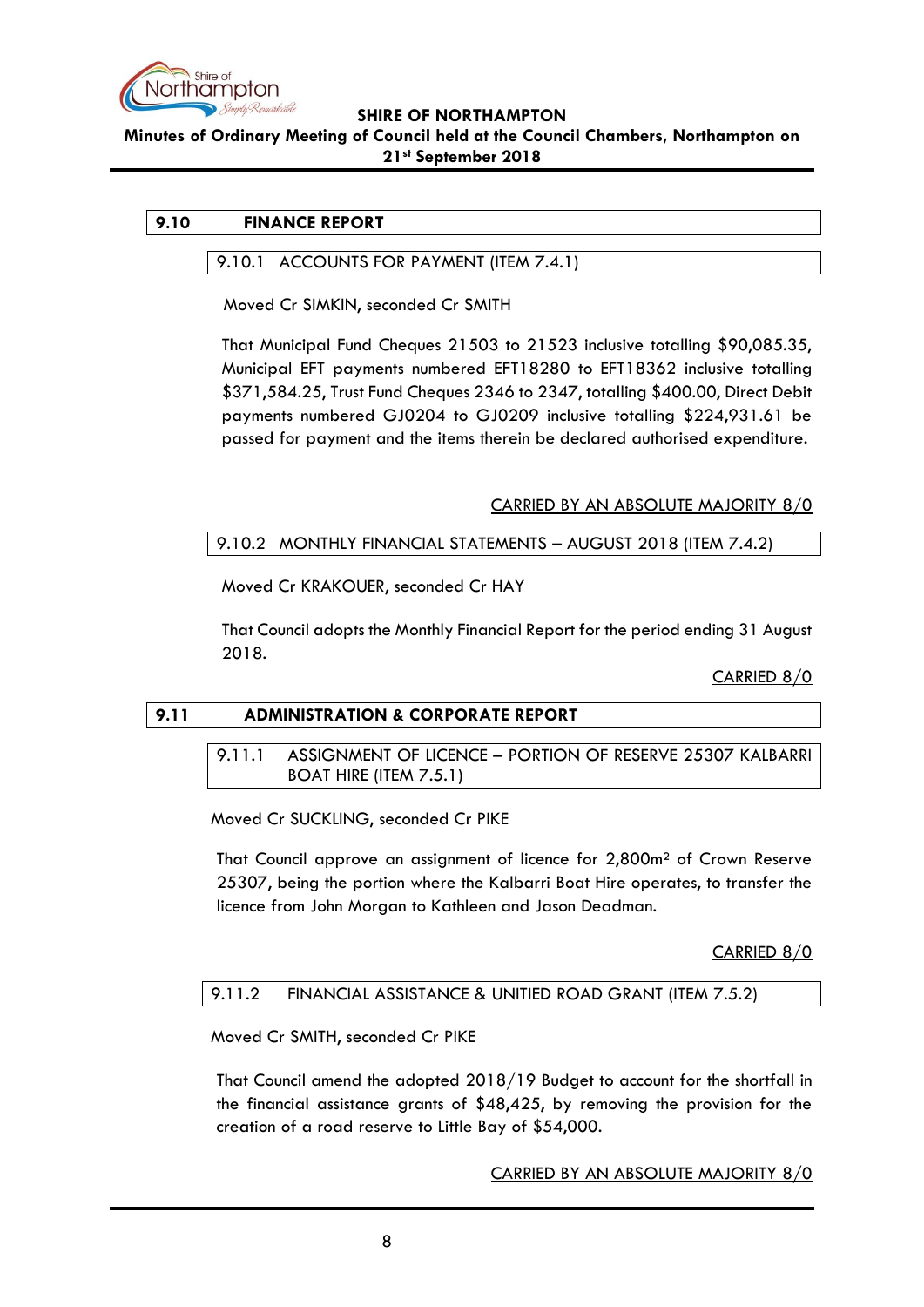## 9.10 FINANCE REPORT

### 9.10.1 ACCOUNTS FOR PAYMENT (ITEM 7.4.1)

Moved Cr SIMKIN, seconded Cr SMITH

That Municipal Fund Cheques 21503 to 21523 inclusive totalling $90,085.35, Municipal EFT payments numbered EFT18280 to EFT18362 inclusive totalling $371,584.25, Trust Fund Cheques 2346 to 2347, totalling $400.00, Direct Debit payments numbered GJ0204 to GJ0209 inclusive totalling $224,931.61 be passed for payment and the items therein be declared authorised expenditure.

CARRIED BY AN ABSOLUTE MAJORITY 8/0

### 9.10.2 MONTHLY FINANCIAL STATEMENTS – AUGUST 2018 (ITEM 7.4.2)

Moved Cr KRAKOUER, seconded Cr HAY

That Council adopts the Monthly Financial Report for the period ending 31 August 2018.

CARRIED 8/0

## 9.11 ADMINISTRATION & CORPORATE REPORT

### 9.11.1 ASSIGNMENT OF LICENCE – PORTION OF RESERVE 25307 KALBARRI BOAT HIRE (ITEM 7.5.1)

Moved Cr SUCKLING, seconded Cr PIKE

That Council approve an assignment of licence for 2,800m² of Crown Reserve 25307, being the portion where the Kalbarri Boat Hire operates, to transfer the licence from John Morgan to Kathleen and Jason Deadman.

CARRIED 8/0

### 9.11.2 FINANCIAL ASSISTANCE & UNITIED ROAD GRANT (ITEM 7.5.2)

Moved Cr SMITH, seconded Cr PIKE

That Council amend the adopted 2018/19 Budget to account for the shortfall in the financial assistance grants of $48,425, by removing the provision for the creation of a road reserve to Little Bay of $54,000.

CARRIED BY AN ABSOLUTE MAJORITY 8/0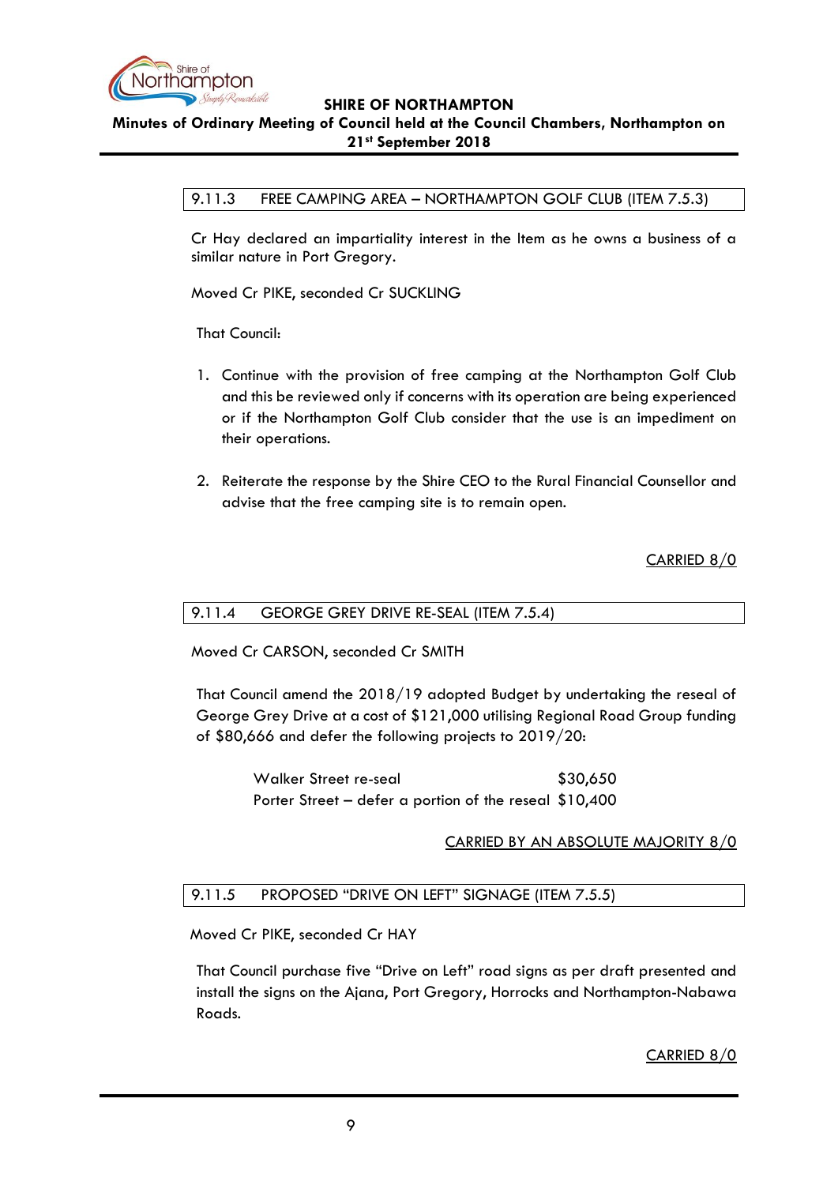### 9.11.3 FREE CAMPING AREA – NORTHAMPTON GOLF CLUB (ITEM 7.5.3)

Cr Hay declared an impartiality interest in the Item as he owns a business of a similar nature in Port Gregory.

Moved Cr PIKE, seconded Cr SUCKLING

That Council:

1. Continue with the provision of free camping at the Northampton Golf Club and this be reviewed only if concerns with its operation are being experienced or if the Northampton Golf Club consider that the use is an impediment on their operations.

2. Reiterate the response by the Shire CEO to the Rural Financial Counsellor and advise that the free camping site is to remain open.

CARRIED 8/0

### 9.11.4 GEORGE GREY DRIVE RE-SEAL (ITEM 7.5.4)

Moved Cr CARSON, seconded Cr SMITH

That Council amend the 2018/19 adopted Budget by undertaking the reseal of George Grey Drive at a cost of $121,000 utilising Regional Road Group funding of $80,666 and defer the following projects to 2019/20:

| | |
|---|---|
| Walker Street re-seal | $30,650 |
| Porter Street – defer a portion of the reseal | $10,400 |

CARRIED BY AN ABSOLUTE MAJORITY 8/0

### 9.11.5 PROPOSED "DRIVE ON LEFT" SIGNAGE (ITEM 7.5.5)

Moved Cr PIKE, seconded Cr HAY

That Council purchase five "Drive on Left" road signs as per draft presented and install the signs on the Ajana, Port Gregory, Horrocks and Northampton-Nabawa Roads.

CARRIED 8/0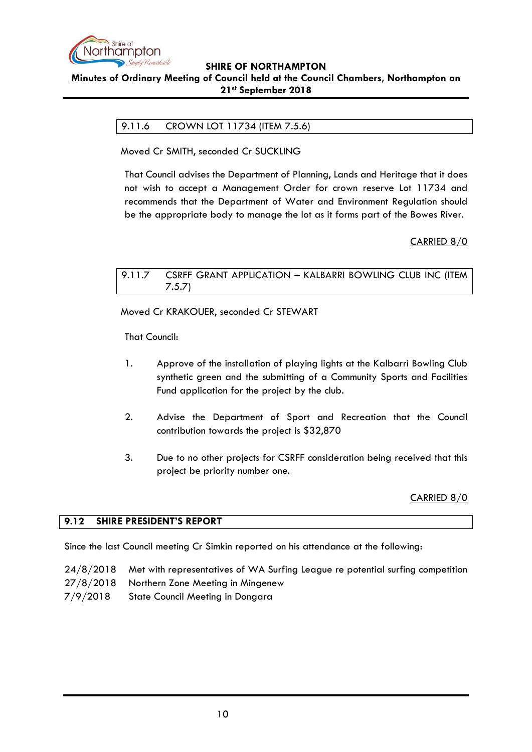### 9.11.6 CROWN LOT 11734 (ITEM 7.5.6)

Moved Cr SMITH, seconded Cr SUCKLING

That Council advises the Department of Planning, Lands and Heritage that it does not wish to accept a Management Order for crown reserve Lot 11734 and recommends that the Department of Water and Environment Regulation should be the appropriate body to manage the lot as it forms part of the Bowes River.

CARRIED 8/0

### 9.11.7 CSRFF GRANT APPLICATION – KALBARRI BOWLING CLUB INC (ITEM 7.5.7)

Moved Cr KRAKOUER, seconded Cr STEWART

That Council:

1. Approve of the installation of playing lights at the Kalbarri Bowling Club synthetic green and the submitting of a Community Sports and Facilities Fund application for the project by the club.

2. Advise the Department of Sport and Recreation that the Council contribution towards the project is $32,870

3. Due to no other projects for CSRFF consideration being received that this project be priority number one.

CARRIED 8/0

## 9.12 SHIRE PRESIDENT'S REPORT

Since the last Council meeting Cr Simkin reported on his attendance at the following:

24/8/2018 Met with representatives of WA Surfing League re potential surfing competition
27/8/2018 Northern Zone Meeting in Mingenew
7/9/2018 State Council Meeting in Dongara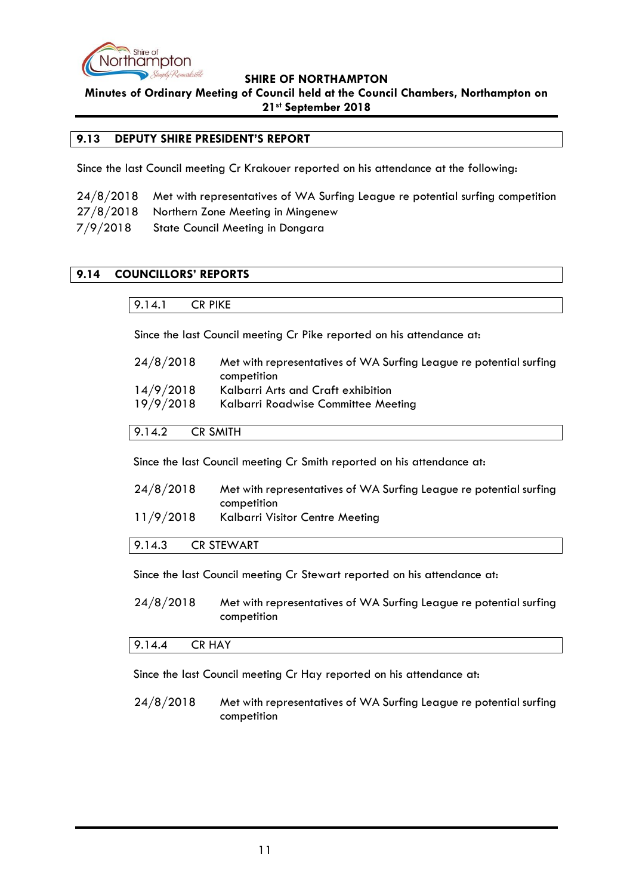## 9.13 DEPUTY SHIRE PRESIDENT'S REPORT

Since the last Council meeting Cr Krakouer reported on his attendance at the following:

| | |
|---|---|
| 24/8/2018 | Met with representatives of WA Surfing League re potential surfing competition |
| 27/8/2018 | Northern Zone Meeting in Mingenew |
| 7/9/2018 | State Council Meeting in Dongara |

## 9.14 COUNCILLORS' REPORTS

### 9.14.1 CR PIKE

Since the last Council meeting Cr Pike reported on his attendance at:

| | |
|---|---|
| 24/8/2018 | Met with representatives of WA Surfing League re potential surfing competition |
| 14/9/2018 | Kalbarri Arts and Craft exhibition |
| 19/9/2018 | Kalbarri Roadwise Committee Meeting |

### 9.14.2 CR SMITH

Since the last Council meeting Cr Smith reported on his attendance at:

| | |
|---|---|
| 24/8/2018 | Met with representatives of WA Surfing League re potential surfing competition |
| 11/9/2018 | Kalbarri Visitor Centre Meeting |

### 9.14.3 CR STEWART

Since the last Council meeting Cr Stewart reported on his attendance at:

| | |
|---|---|
| 24/8/2018 | Met with representatives of WA Surfing League re potential surfing competition |

### 9.14.4 CR HAY

Since the last Council meeting Cr Hay reported on his attendance at:

| | |
|---|---|
| 24/8/2018 | Met with representatives of WA Surfing League re potential surfing competition |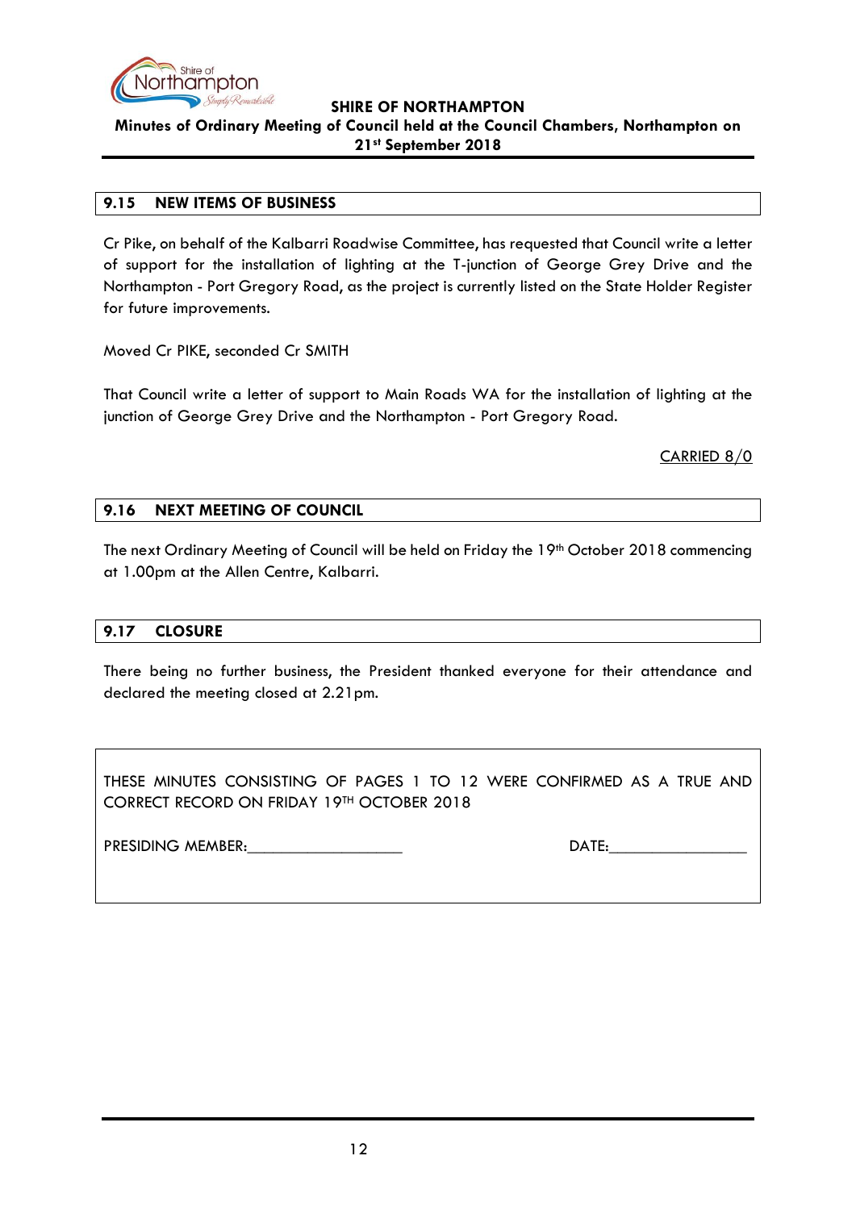## 9.15 NEW ITEMS OF BUSINESS

Cr Pike, on behalf of the Kalbarri Roadwise Committee, has requested that Council write a letter of support for the installation of lighting at the T-junction of George Grey Drive and the Northampton - Port Gregory Road, as the project is currently listed on the State Holder Register for future improvements.

Moved Cr PIKE, seconded Cr SMITH

That Council write a letter of support to Main Roads WA for the installation of lighting at the junction of George Grey Drive and the Northampton - Port Gregory Road.

CARRIED 8/0

## 9.16 NEXT MEETING OF COUNCIL

The next Ordinary Meeting of Council will be held on Friday the 19th October 2018 commencing at 1.00pm at the Allen Centre, Kalbarri.

## 9.17 CLOSURE

There being no further business, the President thanked everyone for their attendance and declared the meeting closed at 2.21pm.

THESE MINUTES CONSISTING OF PAGES 1 TO 12 WERE CONFIRMED AS A TRUE AND CORRECT RECORD ON FRIDAY 19TH OCTOBER 2018

PRESIDING MEMBER:\_\_\_\_\_\_\_\_\_\_\_\_\_\_\_\_\_\_\_ DATE:\_\_\_\_\_\_\_\_\_\_\_\_\_\_\_\_\_